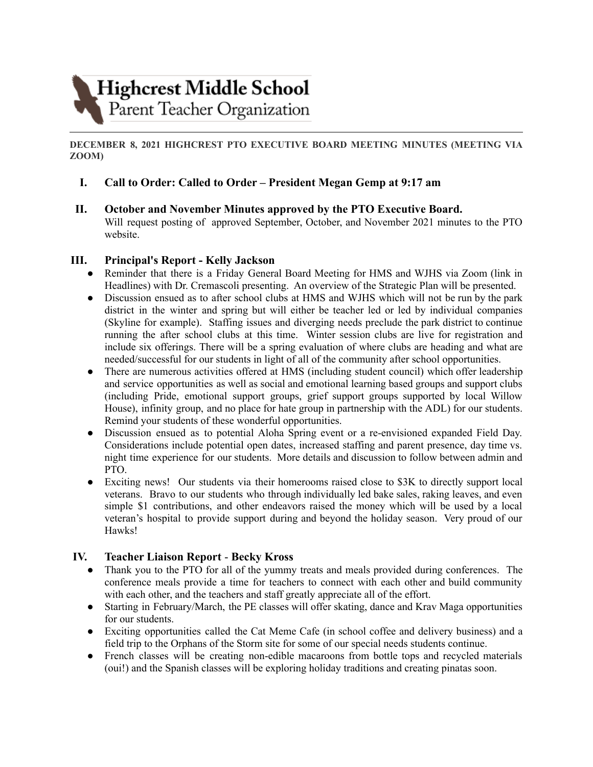# Highcrest Middle School
## Parent Teacher Organization

---

**DECEMBER 8, 2021 HIGHCREST PTO EXECUTIVE BOARD MEETING MINUTES (MEETING VIA ZOOM)**

## I. Call to Order: Called to Order – President Megan Gemp at 9:17 am

## II. October and November Minutes approved by the PTO Executive Board.

Will request posting of approved September, October, and November 2021 minutes to the PTO website.

## III. Principal's Report - Kelly Jackson

- Reminder that there is a Friday General Board Meeting for HMS and WJHS via Zoom (link in Headlines) with Dr. Cremascoli presenting. An overview of the Strategic Plan will be presented.
- Discussion ensued as to after school clubs at HMS and WJHS which will not be run by the park district in the winter and spring but will either be teacher led or led by individual companies (Skyline for example). Staffing issues and diverging needs preclude the park district to continue running the after school clubs at this time. Winter session clubs are live for registration and include six offerings. There will be a spring evaluation of where clubs are heading and what are needed/successful for our students in light of all of the community after school opportunities.
- There are numerous activities offered at HMS (including student council) which offer leadership and service opportunities as well as social and emotional learning based groups and support clubs (including Pride, emotional support groups, grief support groups supported by local Willow House), infinity group, and no place for hate group in partnership with the ADL) for our students. Remind your students of these wonderful opportunities.
- Discussion ensued as to potential Aloha Spring event or a re-envisioned expanded Field Day. Considerations include potential open dates, increased staffing and parent presence, day time vs. night time experience for our students. More details and discussion to follow between admin and PTO.
- Exciting news! Our students via their homerooms raised close to $3K to directly support local veterans. Bravo to our students who through individually led bake sales, raking leaves, and even simple $1 contributions, and other endeavors raised the money which will be used by a local veteran's hospital to provide support during and beyond the holiday season. Very proud of our Hawks!

## IV. Teacher Liaison Report - Becky Kross

- Thank you to the PTO for all of the yummy treats and meals provided during conferences. The conference meals provide a time for teachers to connect with each other and build community with each other, and the teachers and staff greatly appreciate all of the effort.
- Starting in February/March, the PE classes will offer skating, dance and Krav Maga opportunities for our students.
- Exciting opportunities called the Cat Meme Cafe (in school coffee and delivery business) and a field trip to the Orphans of the Storm site for some of our special needs students continue.
- French classes will be creating non-edible macaroons from bottle tops and recycled materials (oui!) and the Spanish classes will be exploring holiday traditions and creating pinatas soon.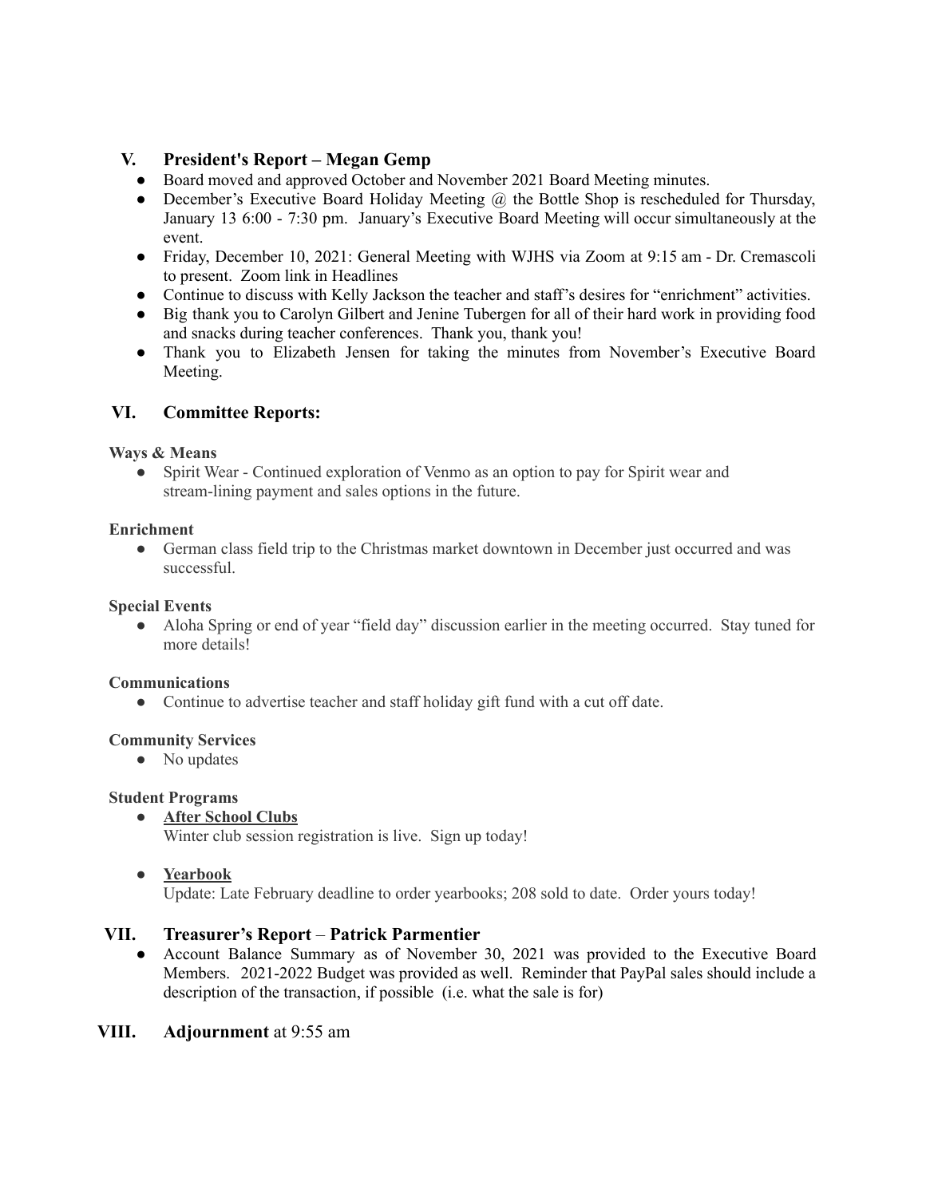## V. President's Report – Megan Gemp

- Board moved and approved October and November 2021 Board Meeting minutes.
- December's Executive Board Holiday Meeting @ the Bottle Shop is rescheduled for Thursday, January 13 6:00 - 7:30 pm. January's Executive Board Meeting will occur simultaneously at the event.
- Friday, December 10, 2021: General Meeting with WJHS via Zoom at 9:15 am - Dr. Cremascoli to present. Zoom link in Headlines
- Continue to discuss with Kelly Jackson the teacher and staff's desires for "enrichment" activities.
- Big thank you to Carolyn Gilbert and Jenine Tubergen for all of their hard work in providing food and snacks during teacher conferences. Thank you, thank you!
- Thank you to Elizabeth Jensen for taking the minutes from November's Executive Board Meeting.

## VI. Committee Reports:

**Ways & Means**

- Spirit Wear - Continued exploration of Venmo as an option to pay for Spirit wear and stream-lining payment and sales options in the future.

**Enrichment**

- German class field trip to the Christmas market downtown in December just occurred and was successful.

**Special Events**

- Aloha Spring or end of year "field day" discussion earlier in the meeting occurred. Stay tuned for more details!

**Communications**

- Continue to advertise teacher and staff holiday gift fund with a cut off date.

**Community Services**

- No updates

**Student Programs**

- **After School Clubs**
  Winter club session registration is live. Sign up today!

- **Yearbook**
  Update: Late February deadline to order yearbooks; 208 sold to date. Order yours today!

## VII. Treasurer's Report – Patrick Parmentier

- Account Balance Summary as of November 30, 2021 was provided to the Executive Board Members. 2021-2022 Budget was provided as well. Reminder that PayPal sales should include a description of the transaction, if possible (i.e. what the sale is for)

## VIII. Adjournment at 9:55 am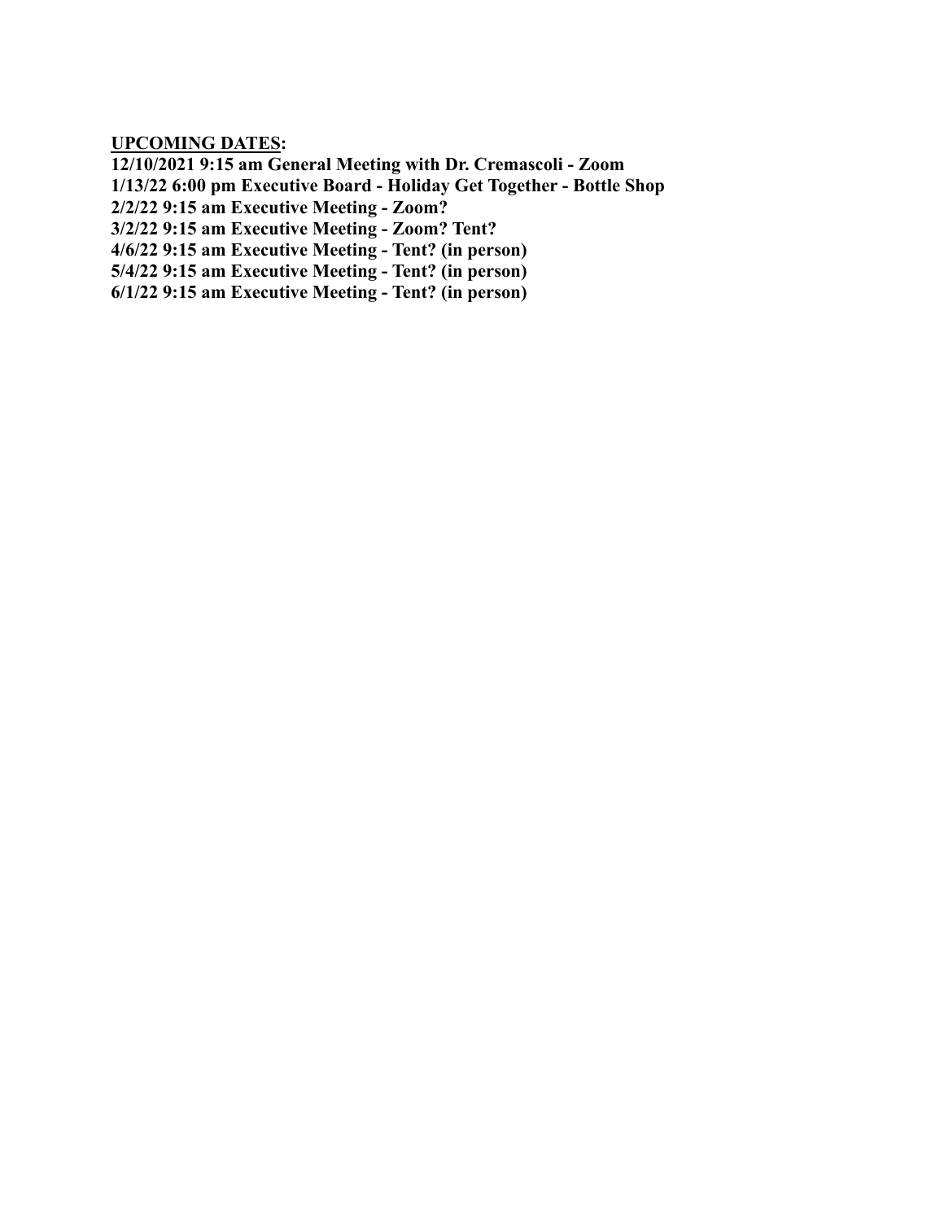**UPCOMING DATES:**

**12/10/2021 9:15 am General Meeting with Dr. Cremascoli - Zoom**
**1/13/22 6:00 pm Executive Board - Holiday Get Together - Bottle Shop**
**2/2/22 9:15 am Executive Meeting - Zoom?**
**3/2/22 9:15 am Executive Meeting - Zoom? Tent?**
**4/6/22 9:15 am Executive Meeting - Tent? (in person)**
**5/4/22 9:15 am Executive Meeting - Tent? (in person)**
**6/1/22 9:15 am Executive Meeting - Tent? (in person)**